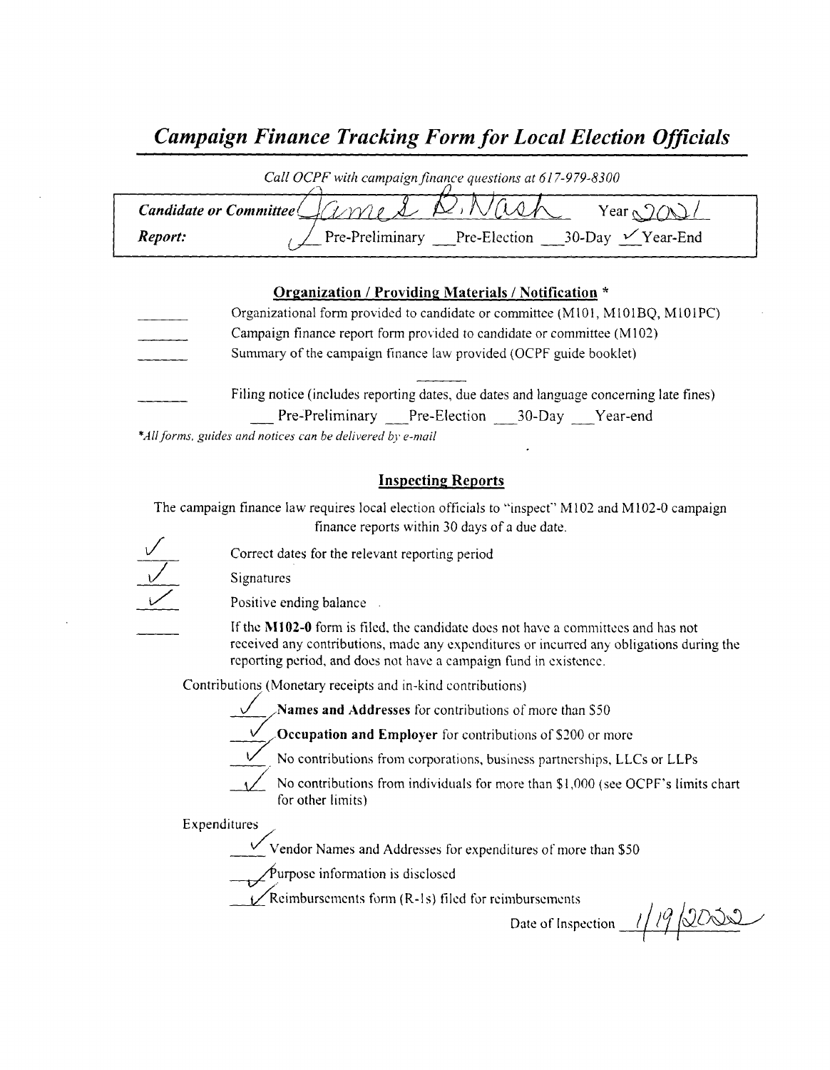# *Campaign Finance Tracking Form for Local Election Officials*

*Call OCPF with campaign finance questions at 617-979-8300*

**Candidate or Committee** James B. Nash Year 2021

**Report:** ✓ Pre-Preliminary \_\_\_Pre-Election \_\_\_30-Day ✓ Year-End

## Organization / Providing Materials / Notification *

\_\_\_\_\_\_ Organizational form provided to candidate or committee (M101, M101BQ, M101PC)

\_\_\_\_\_\_ Campaign finance report form provided to candidate or committee (M102)

\_\_\_\_\_\_ Summary of the campaign finance law provided (OCPF guide booklet)

\_\_\_\_\_\_ Filing notice (includes reporting dates, due dates and language concerning late fines)

\_\_\_ Pre-Preliminary \_\_\_Pre-Election \_\_\_30-Day \_\_\_Year-end

*\*All forms, guides and notices can be delivered by e-mail*

## Inspecting Reports

The campaign finance law requires local election officials to "inspect" M102 and M102-0 campaign finance reports within 30 days of a due date.

✓ Correct dates for the relevant reporting period

✓ Signatures

✓ Positive ending balance

\_\_\_\_\_\_ If the **M102-0** form is filed, the candidate does not have a committees and has not received any contributions, made any expenditures or incurred any obligations during the reporting period, and does not have a campaign fund in existence.

Contributions (Monetary receipts and in-kind contributions)

✓ **Names and Addresses** for contributions of more than $50

✓ **Occupation and Employer** for contributions of $200 or more

✓ No contributions from corporations, business partnerships, LLCs or LLPs

✓ No contributions from individuals for more than $1,000 (see OCPF's limits chart for other limits)

Expenditures

✓ Vendor Names and Addresses for expenditures of more than $50

✓ Purpose information is disclosed

✓ Reimbursements form (R-1s) filed for reimbursements

Date of Inspection 1/19/2022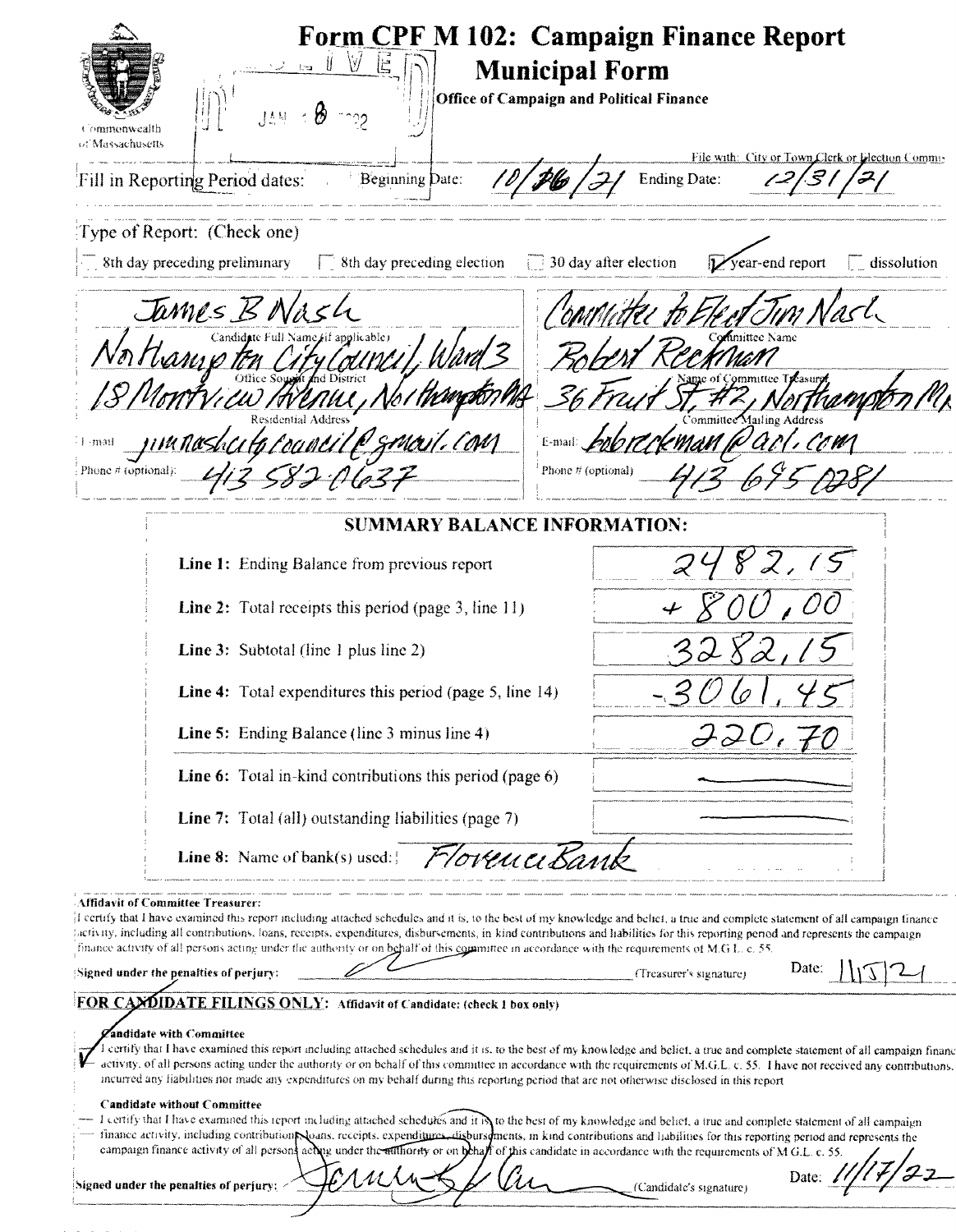# Form CPF M 102: Campaign Finance Report

## Municipal Form

**Office of Campaign and Political Finance**

Commonwealth of Massachusetts

RECEIVED JAN 18 2022

File with: City or Town Clerk or Election Commission

Fill in Reporting Period dates: Beginning Date: 10/26/21 Ending Date: 12/31/21

Type of Report: (Check one)

☐ 8th day preceding preliminary ☐ 8th day preceding election ☐ 30 day after election ☑ year-end report ☐ dissolution

| | |
|---|---|
| James B Nash | Committee to Elect Jim Nash |
| Candidate Full Name (if applicable) | Committee Name |
| Northampton City Council, Ward 3 | Robert Reckman |
| Office Sought and District | Name of Committee Treasurer |
| 18 Montview Avenue, Northampton MA | 36 Fruit St, #2, Northampton MA |
| Residential Address | Committee Mailing Address |
| E-mail: jimnashcitycouncil@gmail.com | E-mail: bobreckman@aol.com |
| Phone # (optional): 413 582 0637 | Phone # (optional): 413 695 0281 |

### SUMMARY BALANCE INFORMATION:

| | |
|---|---|
| **Line 1:** Ending Balance from previous report | 2482.15 |
| **Line 2:** Total receipts this period (page 3, line 11) | + 800.00 |
| **Line 3:** Subtotal (line 1 plus line 2) | 3282.15 |
| **Line 4:** Total expenditures this period (page 5, line 14) | - 3061.45 |
| **Line 5:** Ending Balance (line 3 minus line 4) | 220.70 |
| **Line 6:** Total in-kind contributions this period (page 6) | — |
| **Line 7:** Total (all) outstanding liabilities (page 7) | — |
| **Line 8:** Name of bank(s) used: | Florence Bank |

**Affidavit of Committee Treasurer:**

I certify that I have examined this report including attached schedules and it is, to the best of my knowledge and belief, a true and complete statement of all campaign finance activity, including all contributions, loans, receipts, expenditures, disbursements, in kind contributions and liabilities for this reporting period and represents the campaign finance activity of all persons acting under the authority or on behalf of this committee in accordance with the requirements of M.G.L. c. 55.

Signed under the penalties of perjury: [signature] (Treasurer's signature) Date: 1/15/21

**FOR CANDIDATE FILINGS ONLY: Affidavit of Candidate: (check 1 box only)**

☑ **Candidate with Committee**

I certify that I have examined this report including attached schedules and it is, to the best of my knowledge and belief, a true and complete statement of all campaign finance activity, of all persons acting under the authority or on behalf of this committee in accordance with the requirements of M.G.L. c. 55. I have not received any contributions, incurred any liabilities nor made any expenditures on my behalf during this reporting period that are not otherwise disclosed in this report.

☐ **Candidate without Committee**

I certify that I have examined this report including attached schedules and it is, to the best of my knowledge and belief, a true and complete statement of all campaign finance activity, including contributions, loans, receipts, expenditures, disbursements, in kind contributions and liabilities for this reporting period and represents the campaign finance activity of all persons acting under the authority or on behalf of this candidate in accordance with the requirements of M.G.L. c. 55.

Signed under the penalties of perjury: [signature] (Candidate's signature) Date: 1/17/22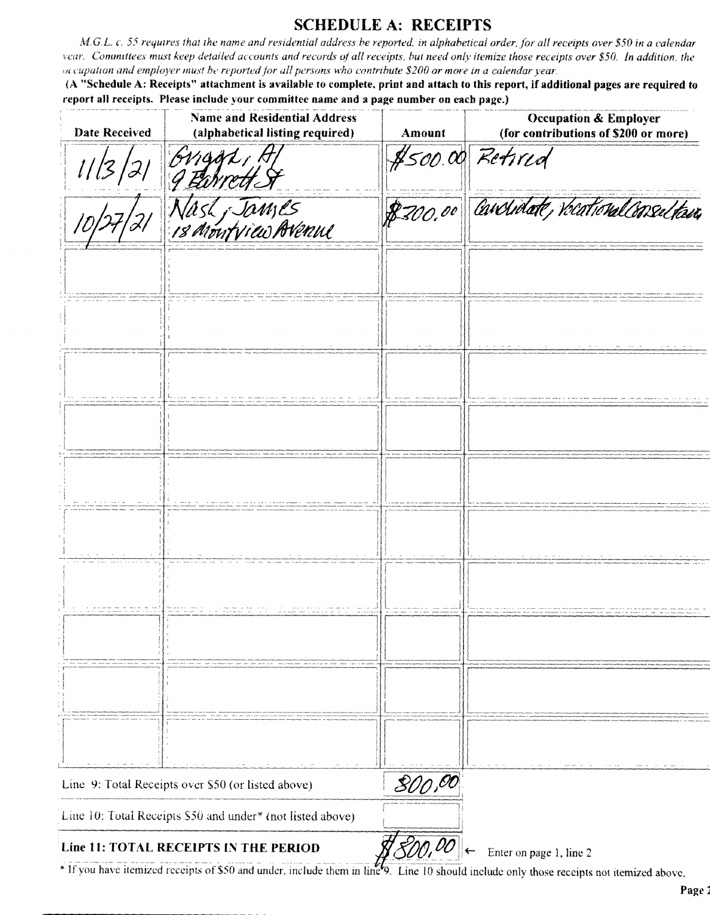# SCHEDULE A: RECEIPTS

*M.G.L. c. 55 requires that the name and residential address be reported, in alphabetical order, for all receipts over $50 in a calendar year. Committees must keep detailed accounts and records of all receipts, but need only itemize those receipts over $50. In addition, the occupation and employer must be reported for all persons who contribute $200 or more in a calendar year.*

**(A "Schedule A: Receipts" attachment is available to complete, print and attach to this report, if additional pages are required to report all receipts. Please include your committee name and a page number on each page.)**

| Date Received | Name and Residential Address (alphabetical listing required) | Amount | Occupation & Employer (for contributions of $200 or more) |
|---|---|---|---|
| 11/3/21 | Griggs, Al<br>9 Barrett St | $500.00 | Retired |
| 10/27/21 | Nash, James<br>18 Montview Avenue | $300.00 | Candidate, Vocational Consultant |
| | | | |
| | | | |
| | | | |
| | | | |
| | | | |
| | | | |
| | | | |
| | | | |
| | | | |
| | | | |

| | |
|---|---|
| Line 9: Total Receipts over $50 (or listed above) | $800.00 |
| Line 10: Total Receipts $50 and under* (not listed above) | |
| **Line 11: TOTAL RECEIPTS IN THE PERIOD** | $800.00 ← Enter on page 1, line 2 |

\* If you have itemized receipts of $50 and under, include them in line 9. Line 10 should include only those receipts not itemized above.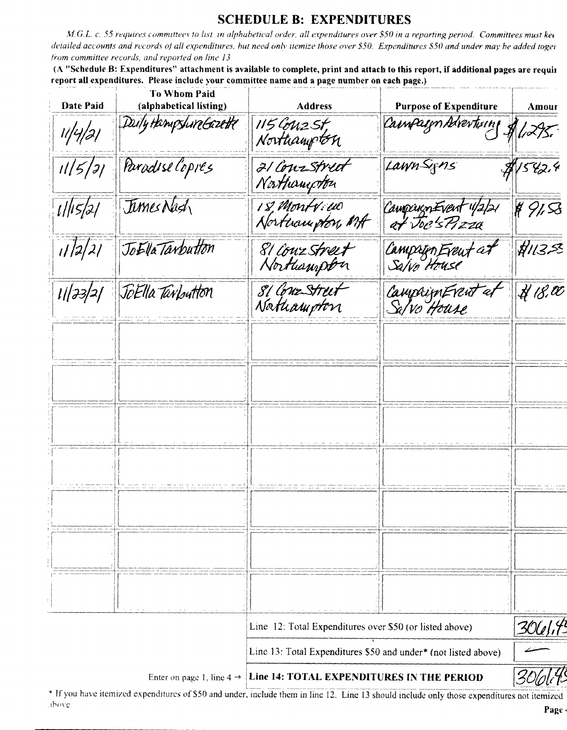## SCHEDULE B: EXPENDITURES

*M.G.L. c. 55 requires committees to list, in alphabetical order, all expenditures over $50 in a reporting period. Committees must kee detailed accounts and records of all expenditures, but need only itemize those over $50. Expenditures $50 and under may be added toget from committee records, and reported on line 13*

**(A "Schedule B: Expenditures" attachment is available to complete, print and attach to this report, if additional pages are requi report all expenditures. Please include your committee name and a page number on each page.)**

| Date Paid | To Whom Paid (alphabetical listing) | Address | Purpose of Expenditure | Amour |
|---|---|---|---|---|
| 11/4/21 | Daily Hampshire Gazette | 115 Conz St, Northampton | Campaign Advertising | $1,295. |
| 11/5/21 | Paradise Copies | 21 Conz Street Northampton | Lawn Signs | $1542.4 |
| 11/15/21 | James Nash | 18 Montview Northampton, MA | Campaign Event 11/2/21 at Joe's Pizza | $ 91.58 |
| 11/2/21 | JoElla Tarbutton | 81 Conz Street Northampton | Campaign Event at Salvo House | $113.5 |
| 11/23/21 | JoElla Tarbutton | 81 Conz Street Northampton | Campaign Event at Salvo House | $ 18.00 |
| | | | | |
| | | | | |
| | | | | |
| | | | | |
| | | | | |
| | | | | |
| | | | | |

| | | |
|---|---|---|
| | Line 12: Total Expenditures over $50 (or listed above) | 3061.4 |
| | Line 13: Total Expenditures $50 and under* (not listed above) | — |
| Enter on page 1, line 4 → | **Line 14: TOTAL EXPENDITURES IN THE PERIOD** | 3061.4 |

\* If you have itemized expenditures of $50 and under, include them in line 12. Line 13 should include only those expenditures not itemized above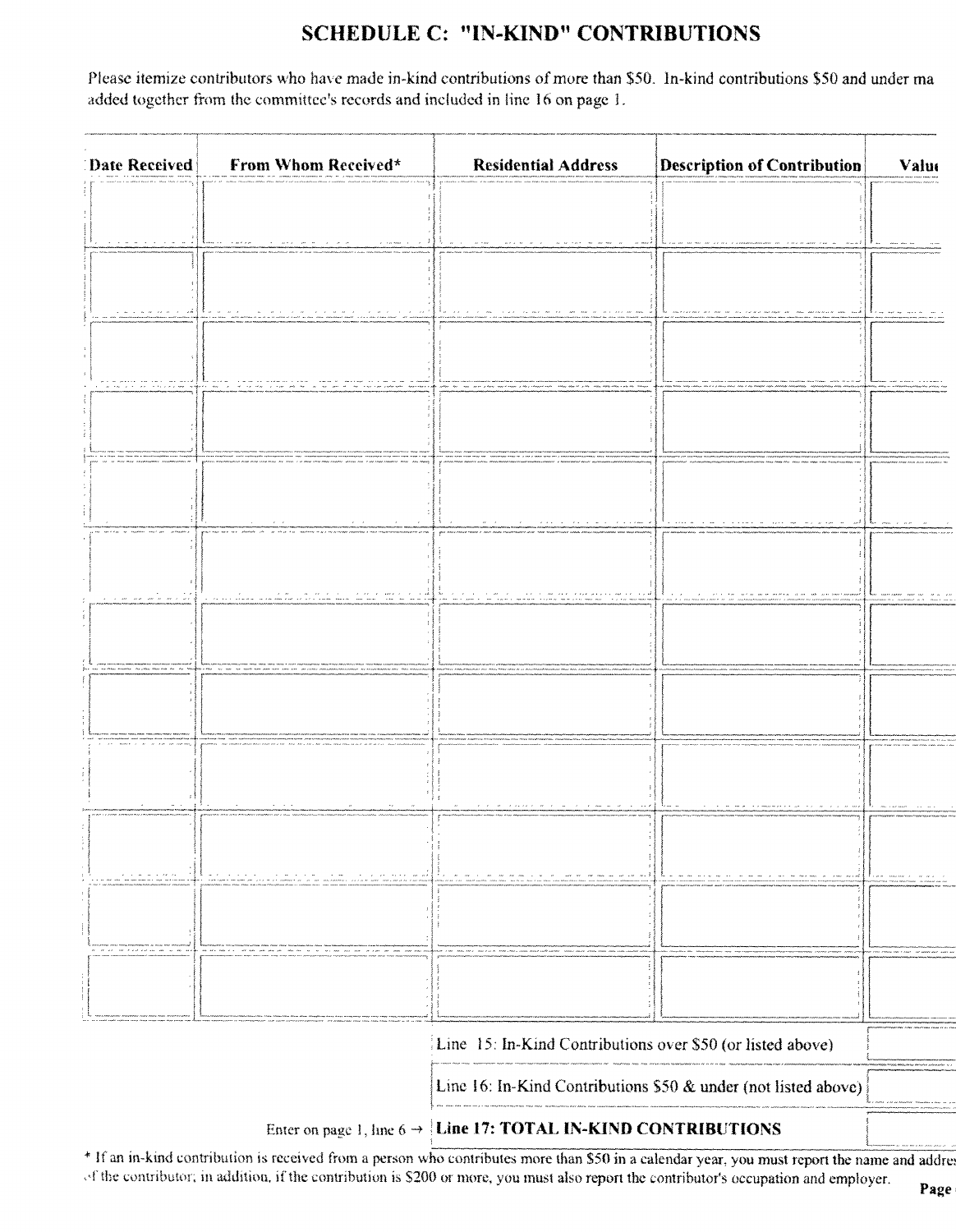## SCHEDULE C: "IN-KIND" CONTRIBUTIONS

Please itemize contributors who have made in-kind contributions of more than $50. In-kind contributions $50 and under ma added together from the committee's records and included in line 16 on page 1.

| Date Received | From Whom Received* | Residential Address | Description of Contribution | Valu |
|---|---|---|---|---|
| | | | | |
| | | | | |
| | | | | |
| | | | | |
| | | | | |
| | | | | |
| | | | | |
| | | | | |
| | | | | |
| | | | | |
| | | | | |
| | | | | |

| | |
|---|---|
| Line 15: In-Kind Contributions over $50 (or listed above) | |
| Line 16: In-Kind Contributions $50 & under (not listed above) | |
| Enter on page 1, line 6 → **Line 17: TOTAL IN-KIND CONTRIBUTIONS** | |

\* If an in-kind contribution is received from a person who contributes more than $50 in a calendar year, you must report the name and addre of the contributor; in addition, if the contribution is $200 or more, you must also report the contributor's occupation and employer.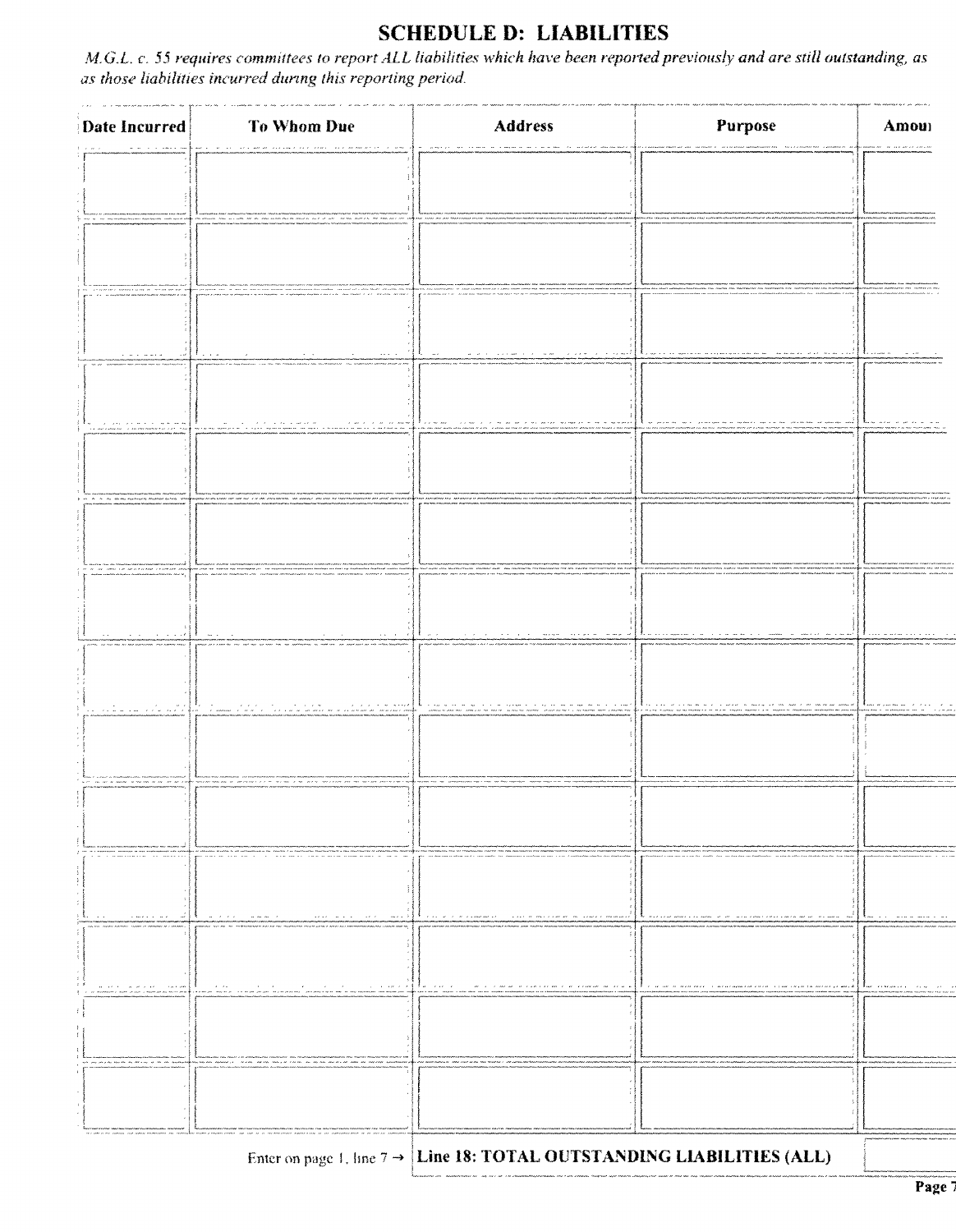# SCHEDULE D: LIABILITIES

*M.G.L. c. 55 requires committees to report ALL liabilities which have been reported previously and are still outstanding, as as those liabilities incurred during this reporting period.*

| Date Incurred | To Whom Due | Address | Purpose | Amou |
|---|---|---|---|---|
| | | | | |
| | | | | |
| | | | | |
| | | | | |
| | | | | |
| | | | | |
| | | | | |
| | | | | |
| | | | | |
| | | | | |
| | | | | |
| | | | | |
| | | | | |
| | | | | |

Enter on page 1, line 7 → **Line 18: TOTAL OUTSTANDING LIABILITIES (ALL)**